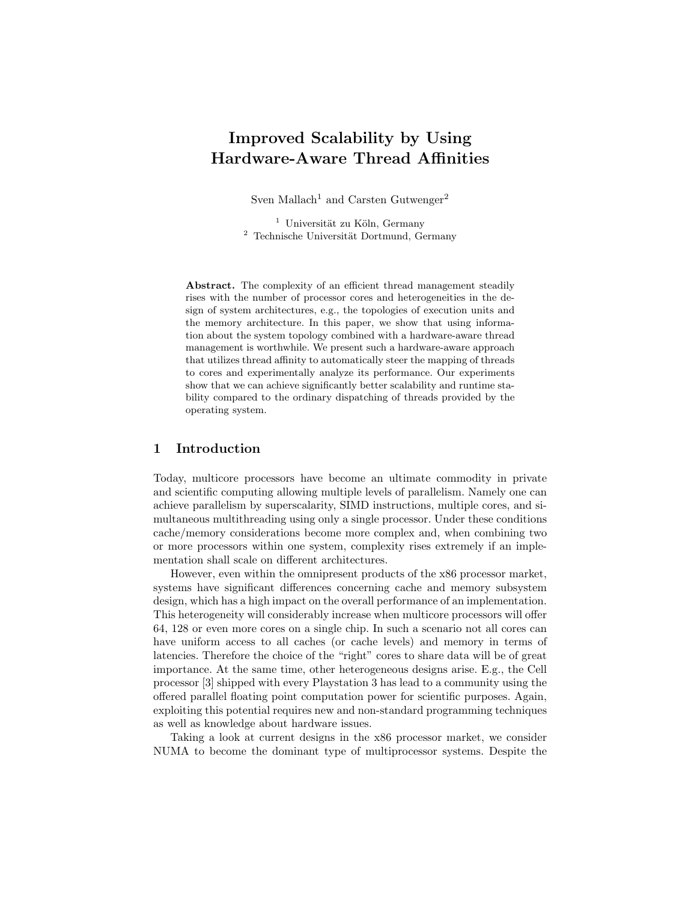# Improved Scalability by Using Hardware-Aware Thread Affinities

Sven Mallach[1] and Carsten Gutwenger[2]

[1] Universität zu Köln, Germany
[2] Technische Universität Dortmund, Germany

**Abstract.** The complexity of an efficient thread management steadily rises with the number of processor cores and heterogeneities in the design of system architectures, e.g., the topologies of execution units and the memory architecture. In this paper, we show that using information about the system topology combined with a hardware-aware thread management is worthwhile. We present such a hardware-aware approach that utilizes thread affinity to automatically steer the mapping of threads to cores and experimentally analyze its performance. Our experiments show that we can achieve significantly better scalability and runtime stability compared to the ordinary dispatching of threads provided by the operating system.

## 1 Introduction

Today, multicore processors have become an ultimate commodity in private and scientific computing allowing multiple levels of parallelism. Namely one can achieve parallelism by superscalarity, SIMD instructions, multiple cores, and simultaneous multithreading using only a single processor. Under these conditions cache/memory considerations become more complex and, when combining two or more processors within one system, complexity rises extremely if an implementation shall scale on different architectures.

However, even within the omnipresent products of the x86 processor market, systems have significant differences concerning cache and memory subsystem design, which has a high impact on the overall performance of an implementation. This heterogeneity will considerably increase when multicore processors will offer 64, 128 or even more cores on a single chip. In such a scenario not all cores can have uniform access to all caches (or cache levels) and memory in terms of latencies. Therefore the choice of the "right" cores to share data will be of great importance. At the same time, other heterogeneous designs arise. E.g., the Cell processor [3] shipped with every Playstation 3 has lead to a community using the offered parallel floating point computation power for scientific purposes. Again, exploiting this potential requires new and non-standard programming techniques as well as knowledge about hardware issues.

Taking a look at current designs in the x86 processor market, we consider NUMA to become the dominant type of multiprocessor systems. Despite the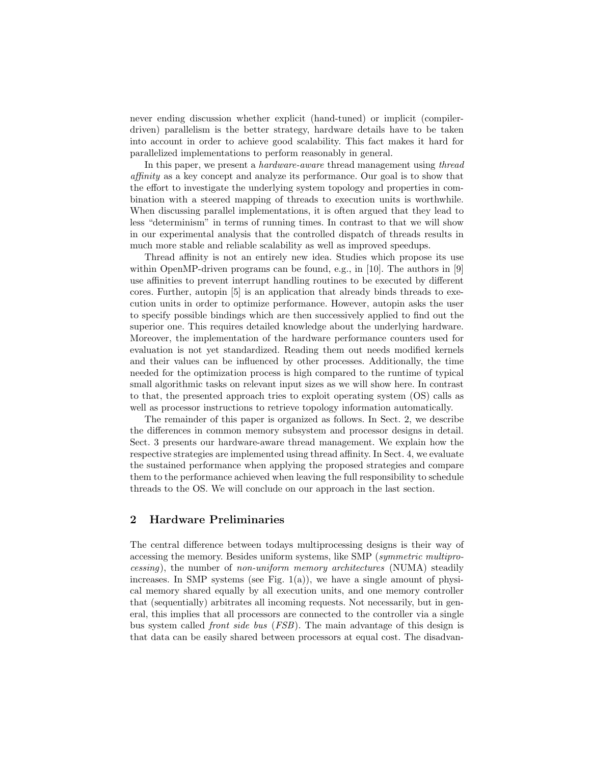never ending discussion whether explicit (hand-tuned) or implicit (compiler-driven) parallelism is the better strategy, hardware details have to be taken into account in order to achieve good scalability. This fact makes it hard for parallelized implementations to perform reasonably in general.

In this paper, we present a *hardware-aware* thread management using *thread affinity* as a key concept and analyze its performance. Our goal is to show that the effort to investigate the underlying system topology and properties in combination with a steered mapping of threads to execution units is worthwhile. When discussing parallel implementations, it is often argued that they lead to less "determinism" in terms of running times. In contrast to that we will show in our experimental analysis that the controlled dispatch of threads results in much more stable and reliable scalability as well as improved speedups.

Thread affinity is not an entirely new idea. Studies which propose its use within OpenMP-driven programs can be found, e.g., in [10]. The authors in [9] use affinities to prevent interrupt handling routines to be executed by different cores. Further, autopin [5] is an application that already binds threads to execution units in order to optimize performance. However, autopin asks the user to specify possible bindings which are then successively applied to find out the superior one. This requires detailed knowledge about the underlying hardware. Moreover, the implementation of the hardware performance counters used for evaluation is not yet standardized. Reading them out needs modified kernels and their values can be influenced by other processes. Additionally, the time needed for the optimization process is high compared to the runtime of typical small algorithmic tasks on relevant input sizes as we will show here. In contrast to that, the presented approach tries to exploit operating system (OS) calls as well as processor instructions to retrieve topology information automatically.

The remainder of this paper is organized as follows. In Sect. 2, we describe the differences in common memory subsystem and processor designs in detail. Sect. 3 presents our hardware-aware thread management. We explain how the respective strategies are implemented using thread affinity. In Sect. 4, we evaluate the sustained performance when applying the proposed strategies and compare them to the performance achieved when leaving the full responsibility to schedule threads to the OS. We will conclude on our approach in the last section.

## 2 Hardware Preliminaries

The central difference between todays multiprocessing designs is their way of accessing the memory. Besides uniform systems, like SMP (*symmetric multiprocessing*), the number of *non-uniform memory architectures* (NUMA) steadily increases. In SMP systems (see Fig. 1(a)), we have a single amount of physical memory shared equally by all execution units, and one memory controller that (sequentially) arbitrates all incoming requests. Not necessarily, but in general, this implies that all processors are connected to the controller via a single bus system called *front side bus* (*FSB*). The main advantage of this design is that data can be easily shared between processors at equal cost. The disadvan-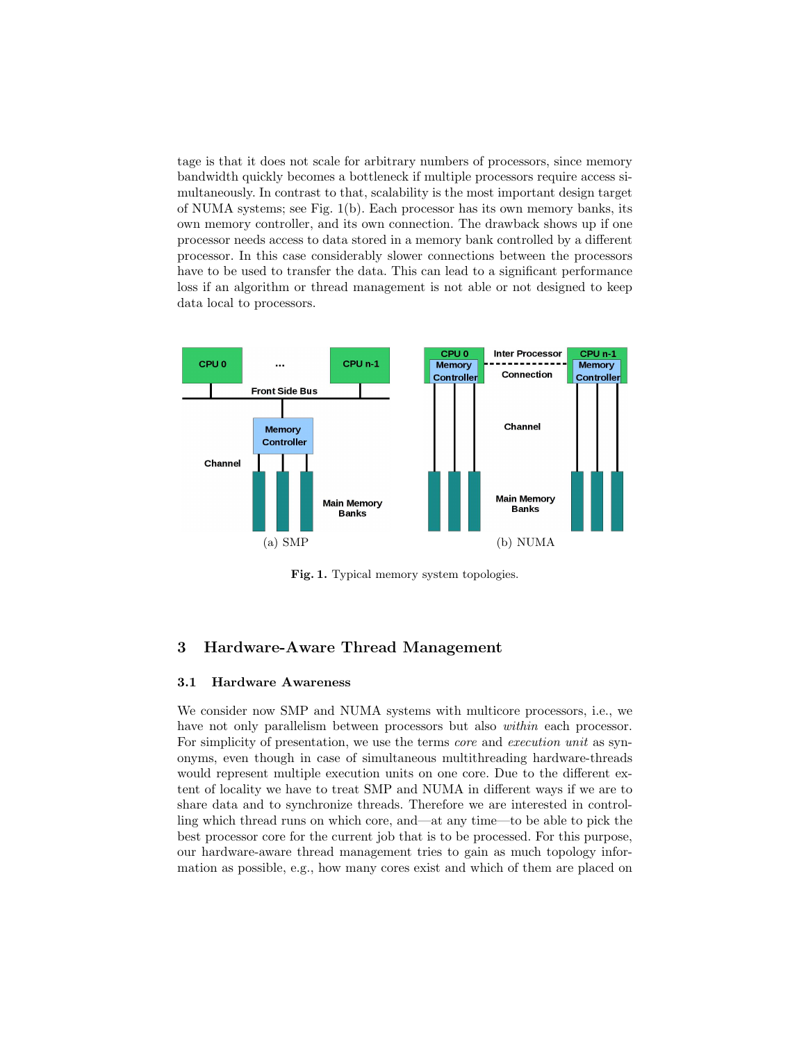tage is that it does not scale for arbitrary numbers of processors, since memory bandwidth quickly becomes a bottleneck if multiple processors require access simultaneously. In contrast to that, scalability is the most important design target of NUMA systems; see Fig. 1(b). Each processor has its own memory banks, its own memory controller, and its own connection. The drawback shows up if one processor needs access to data stored in a memory bank controlled by a different processor. In this case considerably slower connections between the processors have to be used to transfer the data. This can lead to a significant performance loss if an algorithm or thread management is not able or not designed to keep data local to processors.

(a) SMP (b) NUMA

**Fig. 1.** Typical memory system topologies.

## 3 Hardware-Aware Thread Management

### 3.1 Hardware Awareness

We consider now SMP and NUMA systems with multicore processors, i.e., we have not only parallelism between processors but also *within* each processor. For simplicity of presentation, we use the terms *core* and *execution unit* as synonyms, even though in case of simultaneous multithreading hardware-threads would represent multiple execution units on one core. Due to the different extent of locality we have to treat SMP and NUMA in different ways if we are to share data and to synchronize threads. Therefore we are interested in controlling which thread runs on which core, and—at any time—to be able to pick the best processor core for the current job that is to be processed. For this purpose, our hardware-aware thread management tries to gain as much topology information as possible, e.g., how many cores exist and which of them are placed on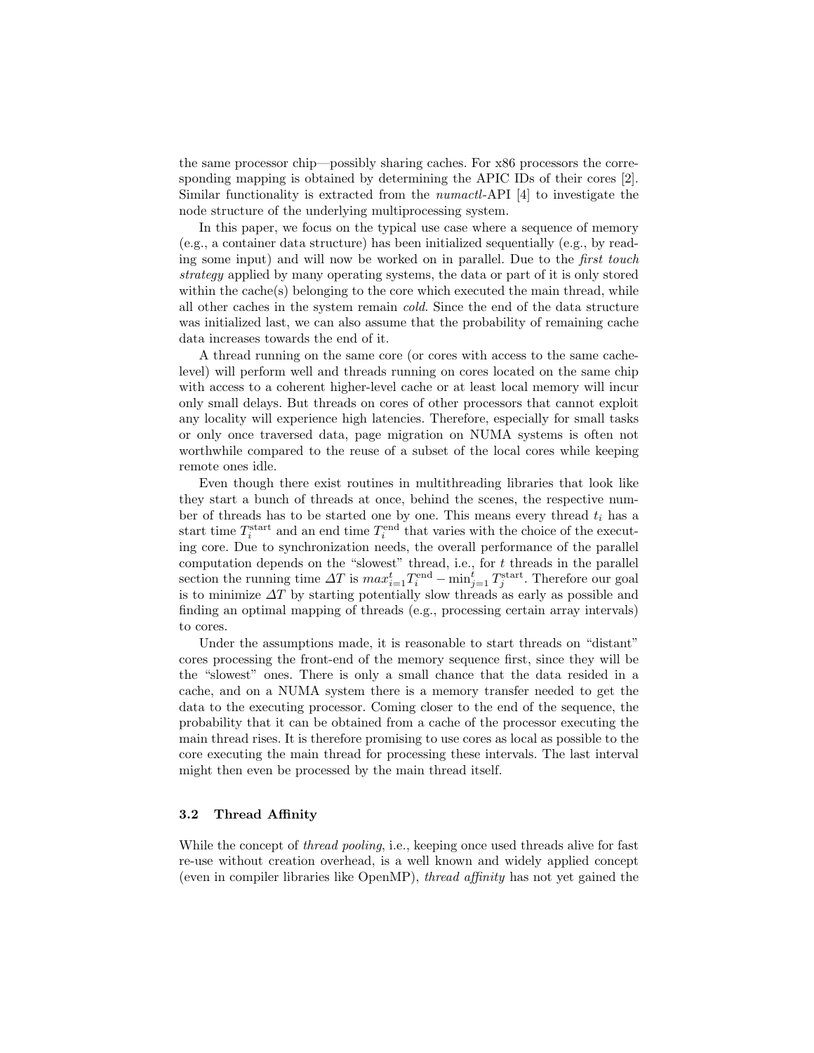the same processor chip—possibly sharing caches. For x86 processors the corresponding mapping is obtained by determining the APIC IDs of their cores [2]. Similar functionality is extracted from the *numactl*-API [4] to investigate the node structure of the underlying multiprocessing system.

In this paper, we focus on the typical use case where a sequence of memory (e.g., a container data structure) has been initialized sequentially (e.g., by reading some input) and will now be worked on in parallel. Due to the *first touch strategy* applied by many operating systems, the data or part of it is only stored within the cache(s) belonging to the core which executed the main thread, while all other caches in the system remain *cold*. Since the end of the data structure was initialized last, we can also assume that the probability of remaining cache data increases towards the end of it.

A thread running on the same core (or cores with access to the same cache-level) will perform well and threads running on cores located on the same chip with access to a coherent higher-level cache or at least local memory will incur only small delays. But threads on cores of other processors that cannot exploit any locality will experience high latencies. Therefore, especially for small tasks or only once traversed data, page migration on NUMA systems is often not worthwhile compared to the reuse of a subset of the local cores while keeping remote ones idle.

Even though there exist routines in multithreading libraries that look like they start a bunch of threads at once, behind the scenes, the respective number of threads has to be started one by one. This means every thread $t_i$ has a start time $T_i^{\text{start}}$ and an end time $T_i^{\text{end}}$ that varies with the choice of the executing core. Due to synchronization needs, the overall performance of the parallel computation depends on the "slowest" thread, i.e., for $t$ threads in the parallel section the running time $\Delta T$ is $max_{i=1}^{t} T_i^{\text{end}} - \min_{j=1}^{t} T_j^{\text{start}}$. Therefore our goal is to minimize $\Delta T$ by starting potentially slow threads as early as possible and finding an optimal mapping of threads (e.g., processing certain array intervals) to cores.

Under the assumptions made, it is reasonable to start threads on "distant" cores processing the front-end of the memory sequence first, since they will be the "slowest" ones. There is only a small chance that the data resided in a cache, and on a NUMA system there is a memory transfer needed to get the data to the executing processor. Coming closer to the end of the sequence, the probability that it can be obtained from a cache of the processor executing the main thread rises. It is therefore promising to use cores as local as possible to the core executing the main thread for processing these intervals. The last interval might then even be processed by the main thread itself.

### 3.2 Thread Affinity

While the concept of *thread pooling*, i.e., keeping once used threads alive for fast re-use without creation overhead, is a well known and widely applied concept (even in compiler libraries like OpenMP), *thread affinity* has not yet gained the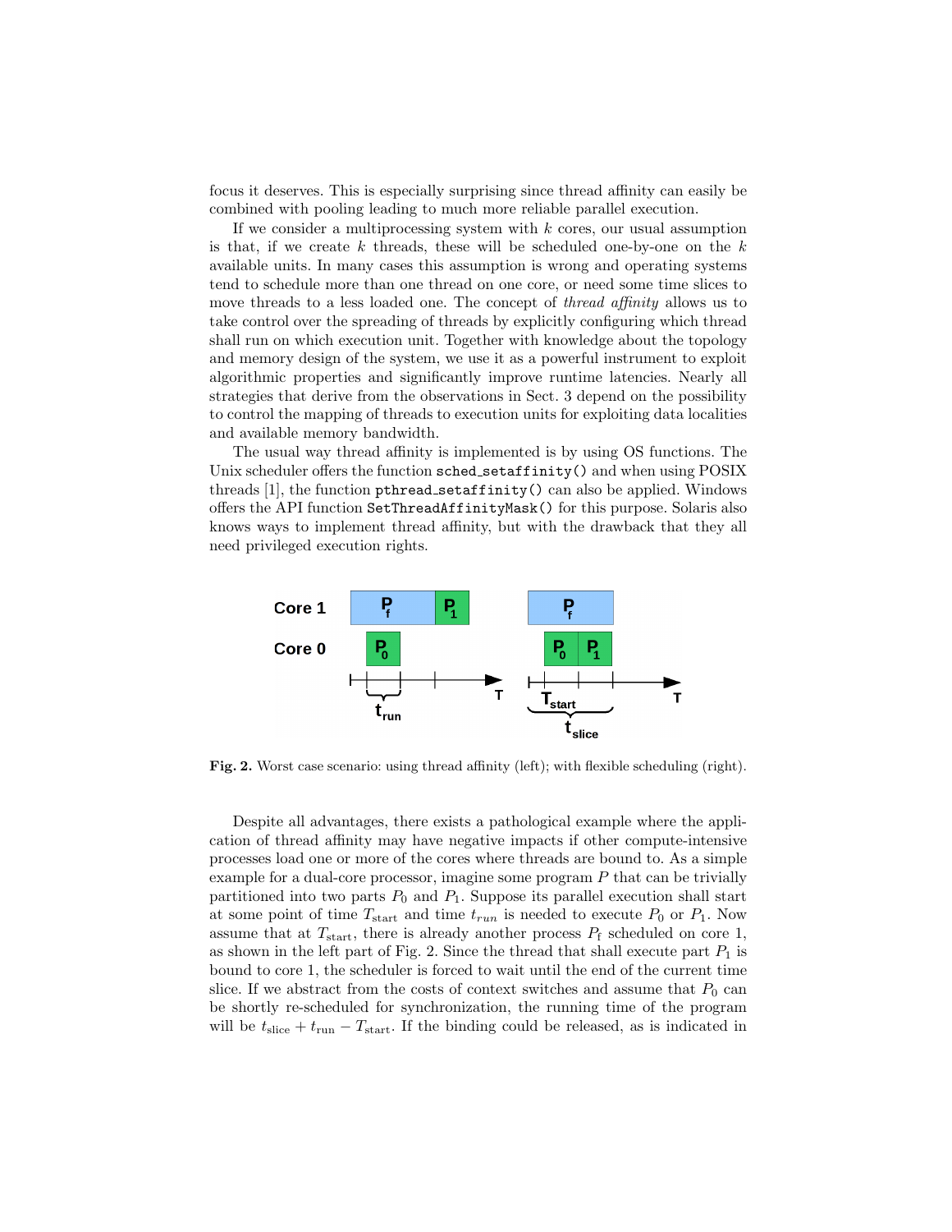focus it deserves. This is especially surprising since thread affinity can easily be combined with pooling leading to much more reliable parallel execution.

If we consider a multiprocessing system with $k$ cores, our usual assumption is that, if we create $k$ threads, these will be scheduled one-by-one on the $k$ available units. In many cases this assumption is wrong and operating systems tend to schedule more than one thread on one core, or need some time slices to move threads to a less loaded one. The concept of *thread affinity* allows us to take control over the spreading of threads by explicitly configuring which thread shall run on which execution unit. Together with knowledge about the topology and memory design of the system, we use it as a powerful instrument to exploit algorithmic properties and significantly improve runtime latencies. Nearly all strategies that derive from the observations in Sect. 3 depend on the possibility to control the mapping of threads to execution units for exploiting data localities and available memory bandwidth.

The usual way thread affinity is implemented is by using OS functions. The Unix scheduler offers the function `sched_setaffinity()` and when using POSIX threads [1], the function `pthread_setaffinity()` can also be applied. Windows offers the API function `SetThreadAffinityMask()` for this purpose. Solaris also knows ways to implement thread affinity, but with the drawback that they all need privileged execution rights.

**Fig. 2.** Worst case scenario: using thread affinity (left); with flexible scheduling (right).

Despite all advantages, there exists a pathological example where the application of thread affinity may have negative impacts if other compute-intensive processes load one or more of the cores where threads are bound to. As a simple example for a dual-core processor, imagine some program $P$ that can be trivially partitioned into two parts $P_0$ and $P_1$. Suppose its parallel execution shall start at some point of time $T_{\text{start}}$ and time $t_{run}$ is needed to execute $P_0$ or $P_1$. Now assume that at $T_{\text{start}}$, there is already another process $P_{\text{f}}$ scheduled on core 1, as shown in the left part of Fig. 2. Since the thread that shall execute part $P_1$ is bound to core 1, the scheduler is forced to wait until the end of the current time slice. If we abstract from the costs of context switches and assume that $P_0$ can be shortly re-scheduled for synchronization, the running time of the program will be $t_{\text{slice}} + t_{\text{run}} - T_{\text{start}}$. If the binding could be released, as is indicated in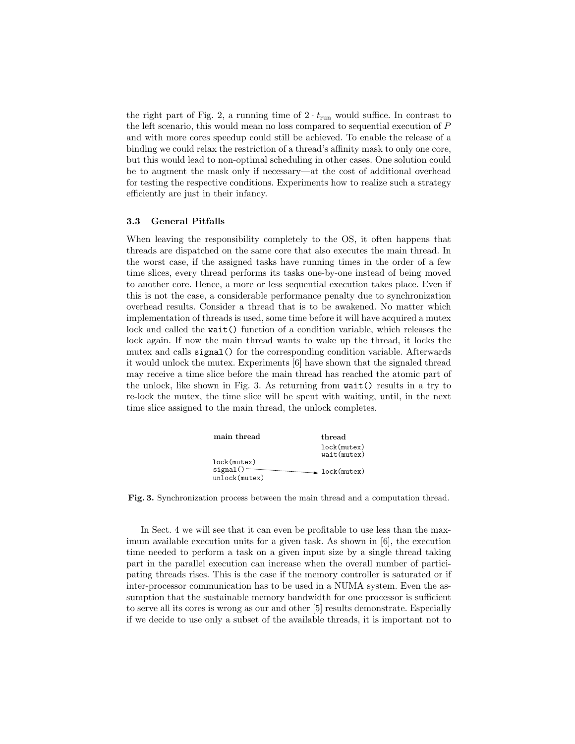the right part of Fig. 2, a running time of $2 \cdot t_{\text{run}}$ would suffice. In contrast to the left scenario, this would mean no loss compared to sequential execution of $P$ and with more cores speedup could still be achieved. To enable the release of a binding we could relax the restriction of a thread's affinity mask to only one core, but this would lead to non-optimal scheduling in other cases. One solution could be to augment the mask only if necessary—at the cost of additional overhead for testing the respective conditions. Experiments how to realize such a strategy efficiently are just in their infancy.

### 3.3 General Pitfalls

When leaving the responsibility completely to the OS, it often happens that threads are dispatched on the same core that also executes the main thread. In the worst case, if the assigned tasks have running times in the order of a few time slices, every thread performs its tasks one-by-one instead of being moved to another core. Hence, a more or less sequential execution takes place. Even if this is not the case, a considerable performance penalty due to synchronization overhead results. Consider a thread that is to be awakened. No matter which implementation of threads is used, some time before it will have acquired a mutex lock and called the `wait()` function of a condition variable, which releases the lock again. If now the main thread wants to wake up the thread, it locks the mutex and calls `signal()` for the corresponding condition variable. Afterwards it would unlock the mutex. Experiments [6] have shown that the signaled thread may receive a time slice before the main thread has reached the atomic part of the unlock, like shown in Fig. 3. As returning from `wait()` results in a try to re-lock the mutex, the time slice will be spent with waiting, until, in the next time slice assigned to the main thread, the unlock completes.

```
main thread                 thread
                            lock(mutex)
                            wait(mutex)
lock(mutex)
signal() ---------------->  lock(mutex)
unlock(mutex)
```

**Fig. 3.** Synchronization process between the main thread and a computation thread.

In Sect. 4 we will see that it can even be profitable to use less than the maximum available execution units for a given task. As shown in [6], the execution time needed to perform a task on a given input size by a single thread taking part in the parallel execution can increase when the overall number of participating threads rises. This is the case if the memory controller is saturated or if inter-processor communication has to be used in a NUMA system. Even the assumption that the sustainable memory bandwidth for one processor is sufficient to serve all its cores is wrong as our and other [5] results demonstrate. Especially if we decide to use only a subset of the available threads, it is important not to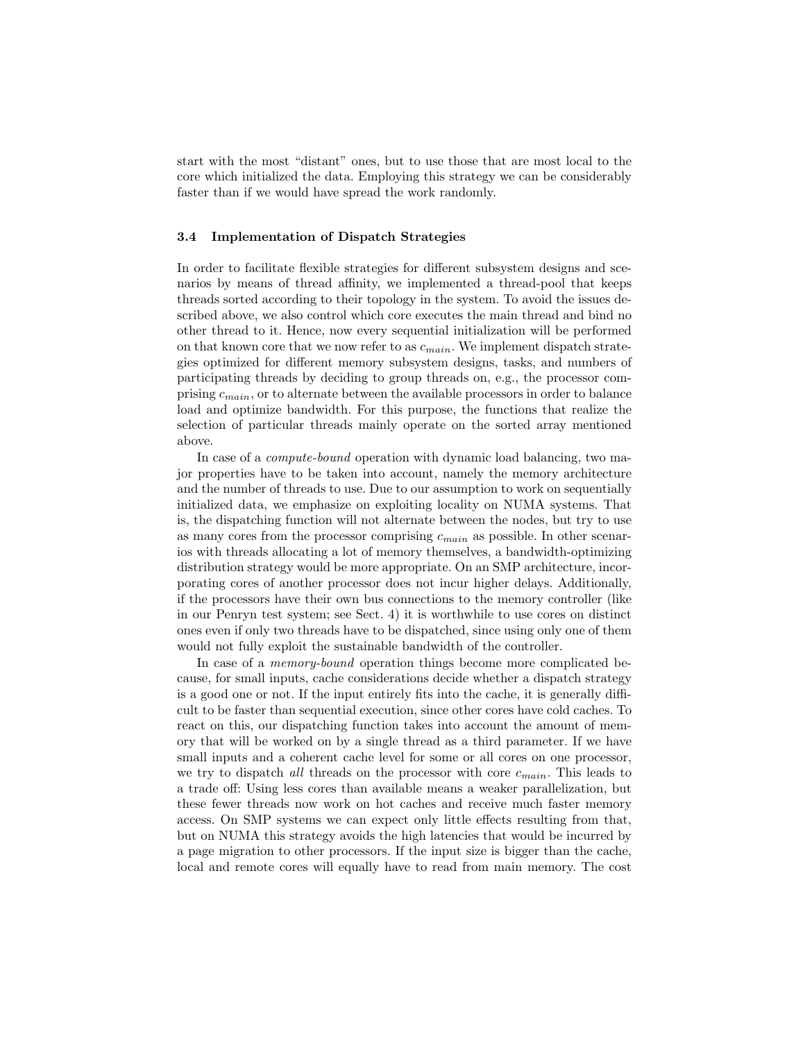start with the most "distant" ones, but to use those that are most local to the core which initialized the data. Employing this strategy we can be considerably faster than if we would have spread the work randomly.

### 3.4 Implementation of Dispatch Strategies

In order to facilitate flexible strategies for different subsystem designs and scenarios by means of thread affinity, we implemented a thread-pool that keeps threads sorted according to their topology in the system. To avoid the issues described above, we also control which core executes the main thread and bind no other thread to it. Hence, now every sequential initialization will be performed on that known core that we now refer to as $c_{main}$. We implement dispatch strategies optimized for different memory subsystem designs, tasks, and numbers of participating threads by deciding to group threads on, e.g., the processor comprising $c_{main}$, or to alternate between the available processors in order to balance load and optimize bandwidth. For this purpose, the functions that realize the selection of particular threads mainly operate on the sorted array mentioned above.

In case of a *compute-bound* operation with dynamic load balancing, two major properties have to be taken into account, namely the memory architecture and the number of threads to use. Due to our assumption to work on sequentially initialized data, we emphasize on exploiting locality on NUMA systems. That is, the dispatching function will not alternate between the nodes, but try to use as many cores from the processor comprising $c_{main}$ as possible. In other scenarios with threads allocating a lot of memory themselves, a bandwidth-optimizing distribution strategy would be more appropriate. On an SMP architecture, incorporating cores of another processor does not incur higher delays. Additionally, if the processors have their own bus connections to the memory controller (like in our Penryn test system; see Sect. 4) it is worthwhile to use cores on distinct ones even if only two threads have to be dispatched, since using only one of them would not fully exploit the sustainable bandwidth of the controller.

In case of a *memory-bound* operation things become more complicated because, for small inputs, cache considerations decide whether a dispatch strategy is a good one or not. If the input entirely fits into the cache, it is generally difficult to be faster than sequential execution, since other cores have cold caches. To react on this, our dispatching function takes into account the amount of memory that will be worked on by a single thread as a third parameter. If we have small inputs and a coherent cache level for some or all cores on one processor, we try to dispatch *all* threads on the processor with core $c_{main}$. This leads to a trade off: Using less cores than available means a weaker parallelization, but these fewer threads now work on hot caches and receive much faster memory access. On SMP systems we can expect only little effects resulting from that, but on NUMA this strategy avoids the high latencies that would be incurred by a page migration to other processors. If the input size is bigger than the cache, local and remote cores will equally have to read from main memory. The cost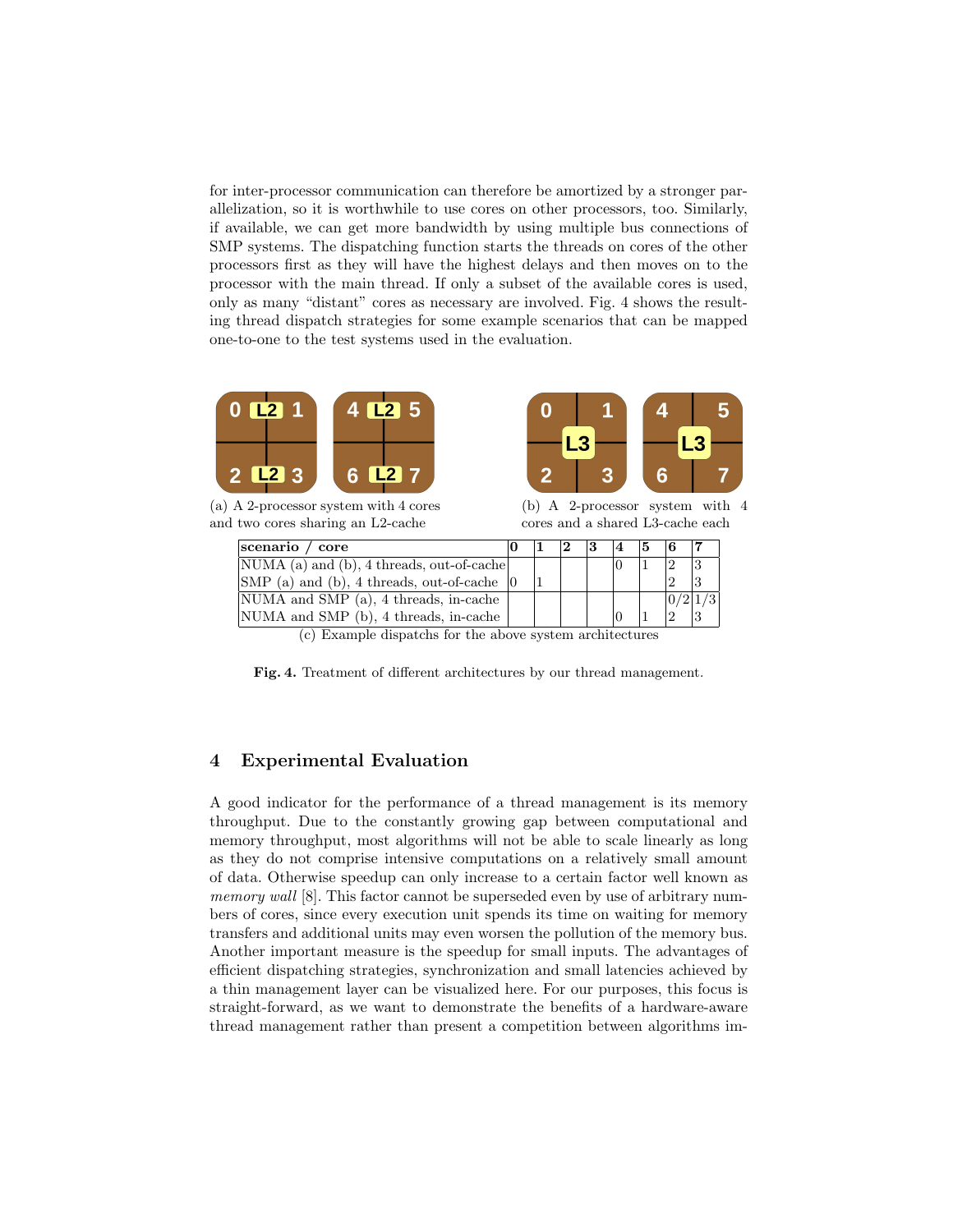for inter-processor communication can therefore be amortized by a stronger parallelization, so it is worthwhile to use cores on other processors, too. Similarly, if available, we can get more bandwidth by using multiple bus connections of SMP systems. The dispatching function starts the threads on cores of the other processors first as they will have the highest delays and then moves on to the processor with the main thread. If only a subset of the available cores is used, only as many "distant" cores as necessary are involved. Fig. 4 shows the resulting thread dispatch strategies for some example scenarios that can be mapped one-to-one to the test systems used in the evaluation.

(a) A 2-processor system with 4 cores and two cores sharing an L2-cache

(b) A 2-processor system with 4 cores and a shared L3-cache each

| scenario / core | 0 | 1 | 2 | 3 | 4 | 5 | 6 | 7 |
|---|---|---|---|---|---|---|---|---|
| NUMA (a) and (b), 4 threads, out-of-cache | | | | | 0 | 1 | 2 | 3 |
| SMP (a) and (b), 4 threads, out-of-cache | 0 | 1 | | | | | 2 | 3 |
| NUMA and SMP (a), 4 threads, in-cache | | | | | | | 0/2 | 1/3 |
| NUMA and SMP (b), 4 threads, in-cache | | | | | 0 | 1 | 2 | 3 |

(c) Example dispatchs for the above system architectures

**Fig. 4.** Treatment of different architectures by our thread management.

## 4 Experimental Evaluation

A good indicator for the performance of a thread management is its memory throughput. Due to the constantly growing gap between computational and memory throughput, most algorithms will not be able to scale linearly as long as they do not comprise intensive computations on a relatively small amount of data. Otherwise speedup can only increase to a certain factor well known as *memory wall* [8]. This factor cannot be superseded even by use of arbitrary numbers of cores, since every execution unit spends its time on waiting for memory transfers and additional units may even worsen the pollution of the memory bus. Another important measure is the speedup for small inputs. The advantages of efficient dispatching strategies, synchronization and small latencies achieved by a thin management layer can be visualized here. For our purposes, this focus is straight-forward, as we want to demonstrate the benefits of a hardware-aware thread management rather than present a competition between algorithms im-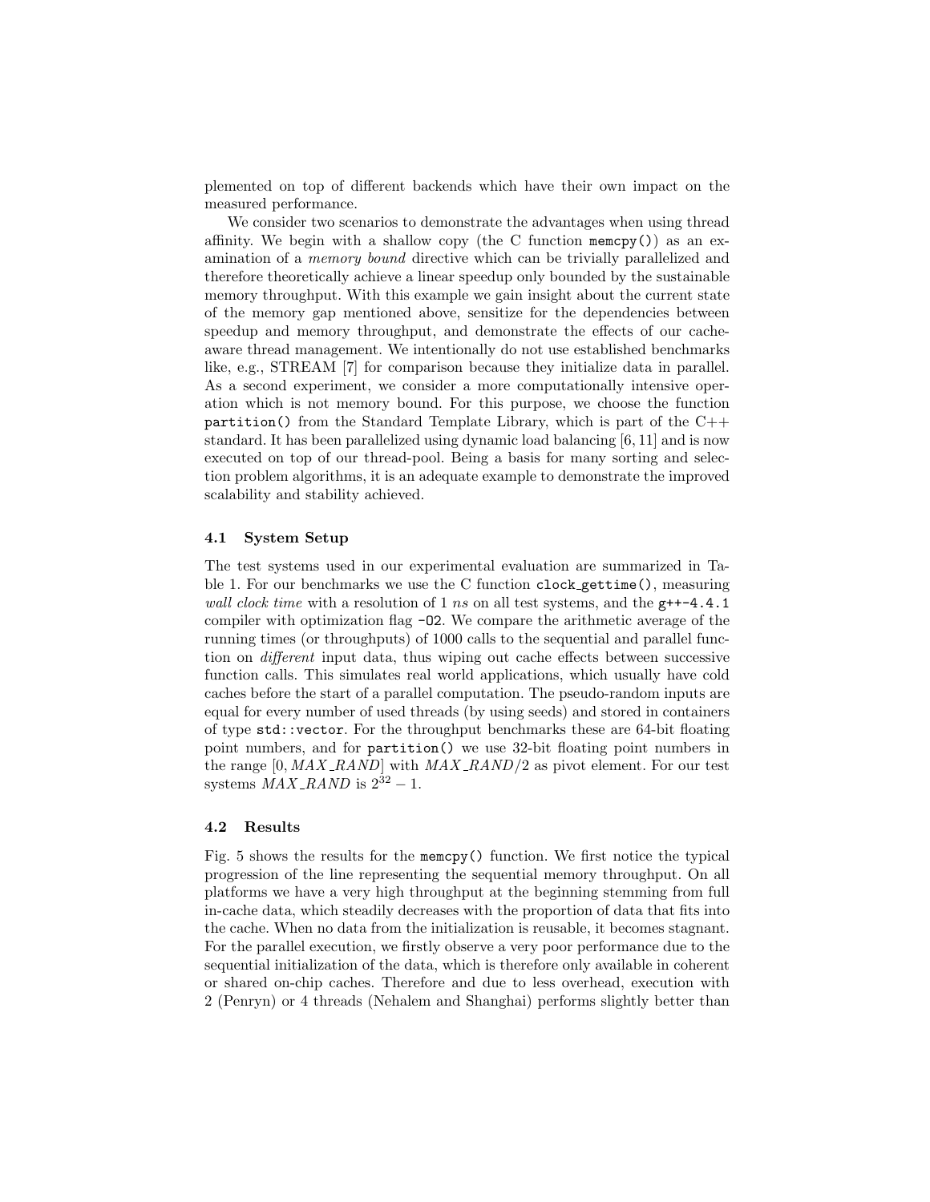plemented on top of different backends which have their own impact on the measured performance.

We consider two scenarios to demonstrate the advantages when using thread affinity. We begin with a shallow copy (the C function `memcpy()`) as an examination of a *memory bound* directive which can be trivially parallelized and therefore theoretically achieve a linear speedup only bounded by the sustainable memory throughput. With this example we gain insight about the current state of the memory gap mentioned above, sensitize for the dependencies between speedup and memory throughput, and demonstrate the effects of our cache-aware thread management. We intentionally do not use established benchmarks like, e.g., STREAM [7] for comparison because they initialize data in parallel. As a second experiment, we consider a more computationally intensive operation which is not memory bound. For this purpose, we choose the function `partition()` from the Standard Template Library, which is part of the C++ standard. It has been parallelized using dynamic load balancing [6, 11] and is now executed on top of our thread-pool. Being a basis for many sorting and selection problem algorithms, it is an adequate example to demonstrate the improved scalability and stability achieved.

### 4.1 System Setup

The test systems used in our experimental evaluation are summarized in Table 1. For our benchmarks we use the C function `clock_gettime()`, measuring *wall clock time* with a resolution of 1 *ns* on all test systems, and the `g++-4.4.1` compiler with optimization flag `-O2`. We compare the arithmetic average of the running times (or throughputs) of 1000 calls to the sequential and parallel function on *different* input data, thus wiping out cache effects between successive function calls. This simulates real world applications, which usually have cold caches before the start of a parallel computation. The pseudo-random inputs are equal for every number of used threads (by using seeds) and stored in containers of type `std::vector`. For the throughput benchmarks these are 64-bit floating point numbers, and for `partition()` we use 32-bit floating point numbers in the range $[0, MAX\_RAND]$ with $MAX\_RAND/2$ as pivot element. For our test systems $MAX\_RAND$ is $2^{32} - 1$.

### 4.2 Results

Fig. 5 shows the results for the `memcpy()` function. We first notice the typical progression of the line representing the sequential memory throughput. On all platforms we have a very high throughput at the beginning stemming from full in-cache data, which steadily decreases with the proportion of data that fits into the cache. When no data from the initialization is reusable, it becomes stagnant. For the parallel execution, we firstly observe a very poor performance due to the sequential initialization of the data, which is therefore only available in coherent or shared on-chip caches. Therefore and due to less overhead, execution with 2 (Penryn) or 4 threads (Nehalem and Shanghai) performs slightly better than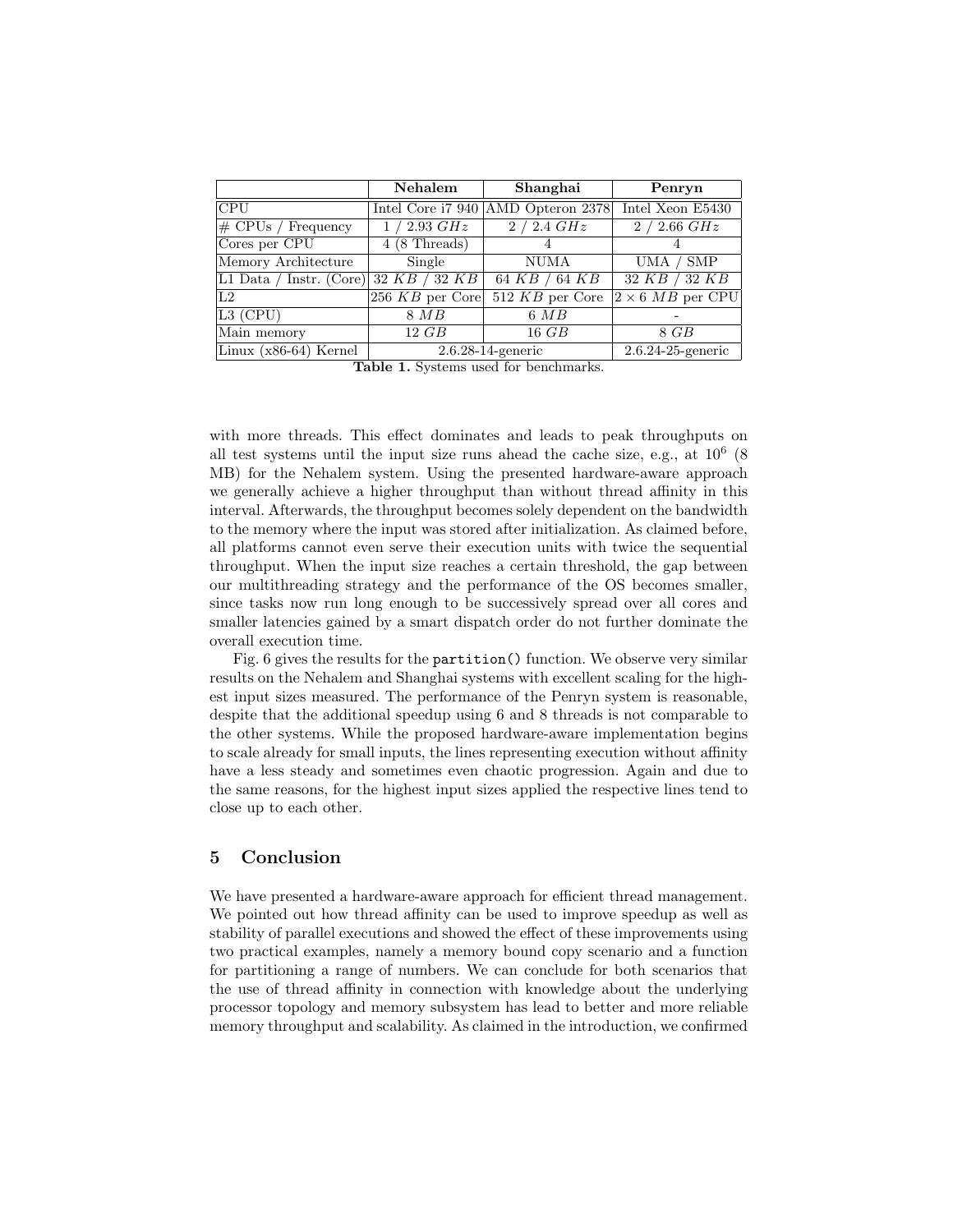| | **Nehalem** | **Shanghai** | **Penryn** |
|---|---|---|---|
| CPU | Intel Core i7 940 | AMD Opteron 2378 | Intel Xeon E5430 |
| # CPUs / Frequency | 1 / 2.93 $GHz$ | 2 / 2.4 $GHz$ | 2 / 2.66 $GHz$ |
| Cores per CPU | 4 (8 Threads) | 4 | 4 |
| Memory Architecture | Single | NUMA | UMA / SMP |
| L1 Data / Instr. (Core) | 32 $KB$ / 32 $KB$ | 64 $KB$ / 64 $KB$ | 32 $KB$ / 32 $KB$ |
| L2 | 256 $KB$ per Core | 512 $KB$ per Core | $2 \times 6$ $MB$ per CPU |
| L3 (CPU) | 8 $MB$ | 6 $MB$ | - |
| Main memory | 12 $GB$ | 16 $GB$ | 8 $GB$ |
| Linux (x86-64) Kernel | 2.6.28-14-generic | | 2.6.24-25-generic |

**Table 1.** Systems used for benchmarks.

with more threads. This effect dominates and leads to peak throughputs on all test systems until the input size runs ahead the cache size, e.g., at $10^6$ (8 MB) for the Nehalem system. Using the presented hardware-aware approach we generally achieve a higher throughput than without thread affinity in this interval. Afterwards, the throughput becomes solely dependent on the bandwidth to the memory where the input was stored after initialization. As claimed before, all platforms cannot even serve their execution units with twice the sequential throughput. When the input size reaches a certain threshold, the gap between our multithreading strategy and the performance of the OS becomes smaller, since tasks now run long enough to be successively spread over all cores and smaller latencies gained by a smart dispatch order do not further dominate the overall execution time.

Fig. 6 gives the results for the `partition()` function. We observe very similar results on the Nehalem and Shanghai systems with excellent scaling for the highest input sizes measured. The performance of the Penryn system is reasonable, despite that the additional speedup using 6 and 8 threads is not comparable to the other systems. While the proposed hardware-aware implementation begins to scale already for small inputs, the lines representing execution without affinity have a less steady and sometimes even chaotic progression. Again and due to the same reasons, for the highest input sizes applied the respective lines tend to close up to each other.

## 5 Conclusion

We have presented a hardware-aware approach for efficient thread management. We pointed out how thread affinity can be used to improve speedup as well as stability of parallel executions and showed the effect of these improvements using two practical examples, namely a memory bound copy scenario and a function for partitioning a range of numbers. We can conclude for both scenarios that the use of thread affinity in connection with knowledge about the underlying processor topology and memory subsystem has lead to better and more reliable memory throughput and scalability. As claimed in the introduction, we confirmed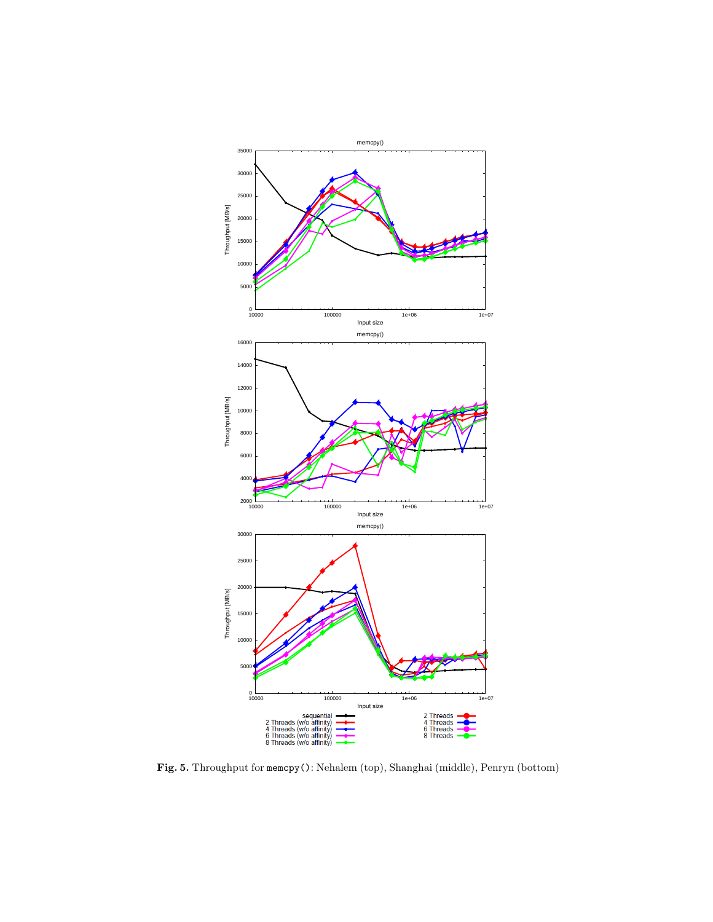**Fig. 5.** Throughput for `memcpy()`: Nehalem (top), Shanghai (middle), Penryn (bottom)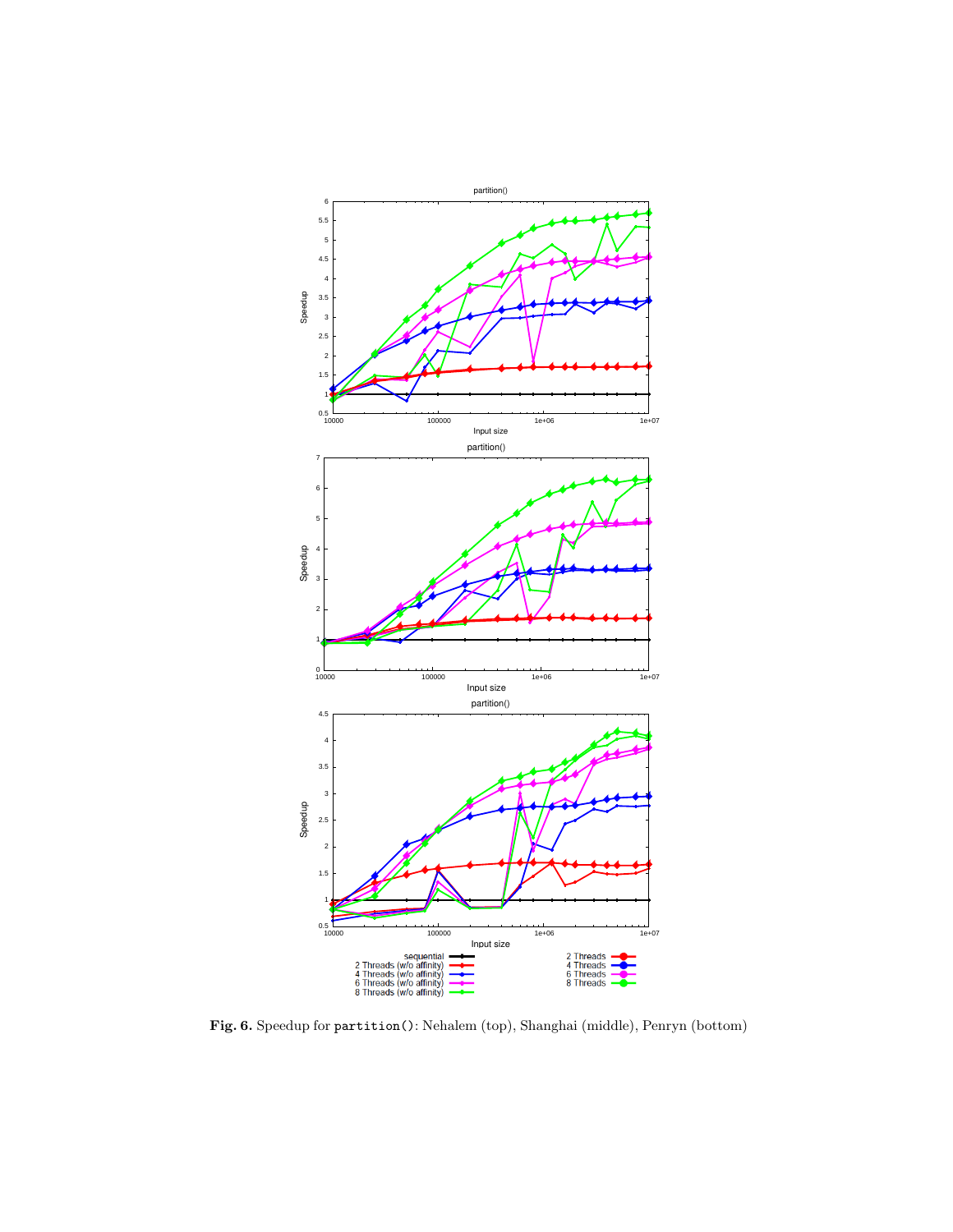**Fig. 6.** Speedup for `partition()`: Nehalem (top), Shanghai (middle), Penryn (bottom)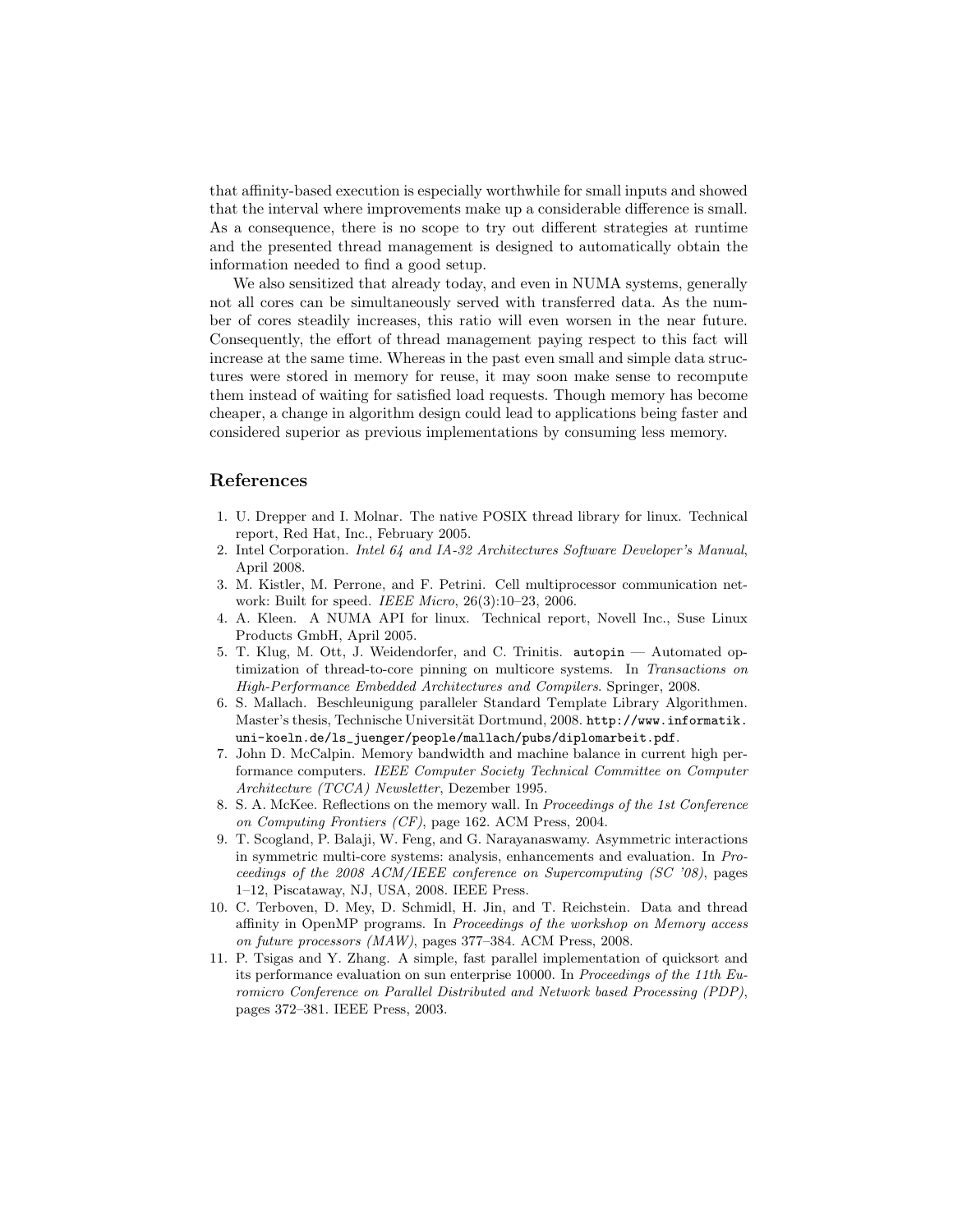that affinity-based execution is especially worthwhile for small inputs and showed that the interval where improvements make up a considerable difference is small. As a consequence, there is no scope to try out different strategies at runtime and the presented thread management is designed to automatically obtain the information needed to find a good setup.

We also sensitized that already today, and even in NUMA systems, generally not all cores can be simultaneously served with transferred data. As the number of cores steadily increases, this ratio will even worsen in the near future. Consequently, the effort of thread management paying respect to this fact will increase at the same time. Whereas in the past even small and simple data structures were stored in memory for reuse, it may soon make sense to recompute them instead of waiting for satisfied load requests. Though memory has become cheaper, a change in algorithm design could lead to applications being faster and considered superior as previous implementations by consuming less memory.

## References

1. U. Drepper and I. Molnar. The native POSIX thread library for linux. Technical report, Red Hat, Inc., February 2005.
2. Intel Corporation. *Intel 64 and IA-32 Architectures Software Developer's Manual*, April 2008.
3. M. Kistler, M. Perrone, and F. Petrini. Cell multiprocessor communication network: Built for speed. *IEEE Micro*, 26(3):10–23, 2006.
4. A. Kleen. A NUMA API for linux. Technical report, Novell Inc., Suse Linux Products GmbH, April 2005.
5. T. Klug, M. Ott, J. Weidendorfer, and C. Trinitis. `autopin` — Automated optimization of thread-to-core pinning on multicore systems. In *Transactions on High-Performance Embedded Architectures and Compilers*. Springer, 2008.
6. S. Mallach. Beschleunigung paralleler Standard Template Library Algorithmen. Master's thesis, Technische Universität Dortmund, 2008. `http://www.informatik.uni-koeln.de/ls_juenger/people/mallach/pubs/diplomarbeit.pdf`.
7. John D. McCalpin. Memory bandwidth and machine balance in current high performance computers. *IEEE Computer Society Technical Committee on Computer Architecture (TCCA) Newsletter*, Dezember 1995.
8. S. A. McKee. Reflections on the memory wall. In *Proceedings of the 1st Conference on Computing Frontiers (CF)*, page 162. ACM Press, 2004.
9. T. Scogland, P. Balaji, W. Feng, and G. Narayanaswamy. Asymmetric interactions in symmetric multi-core systems: analysis, enhancements and evaluation. In *Proceedings of the 2008 ACM/IEEE conference on Supercomputing (SC '08)*, pages 1–12, Piscataway, NJ, USA, 2008. IEEE Press.
10. C. Terboven, D. Mey, D. Schmidl, H. Jin, and T. Reichstein. Data and thread affinity in OpenMP programs. In *Proceedings of the workshop on Memory access on future processors (MAW)*, pages 377–384. ACM Press, 2008.
11. P. Tsigas and Y. Zhang. A simple, fast parallel implementation of quicksort and its performance evaluation on sun enterprise 10000. In *Proceedings of the 11th Euromicro Conference on Parallel Distributed and Network based Processing (PDP)*, pages 372–381. IEEE Press, 2003.